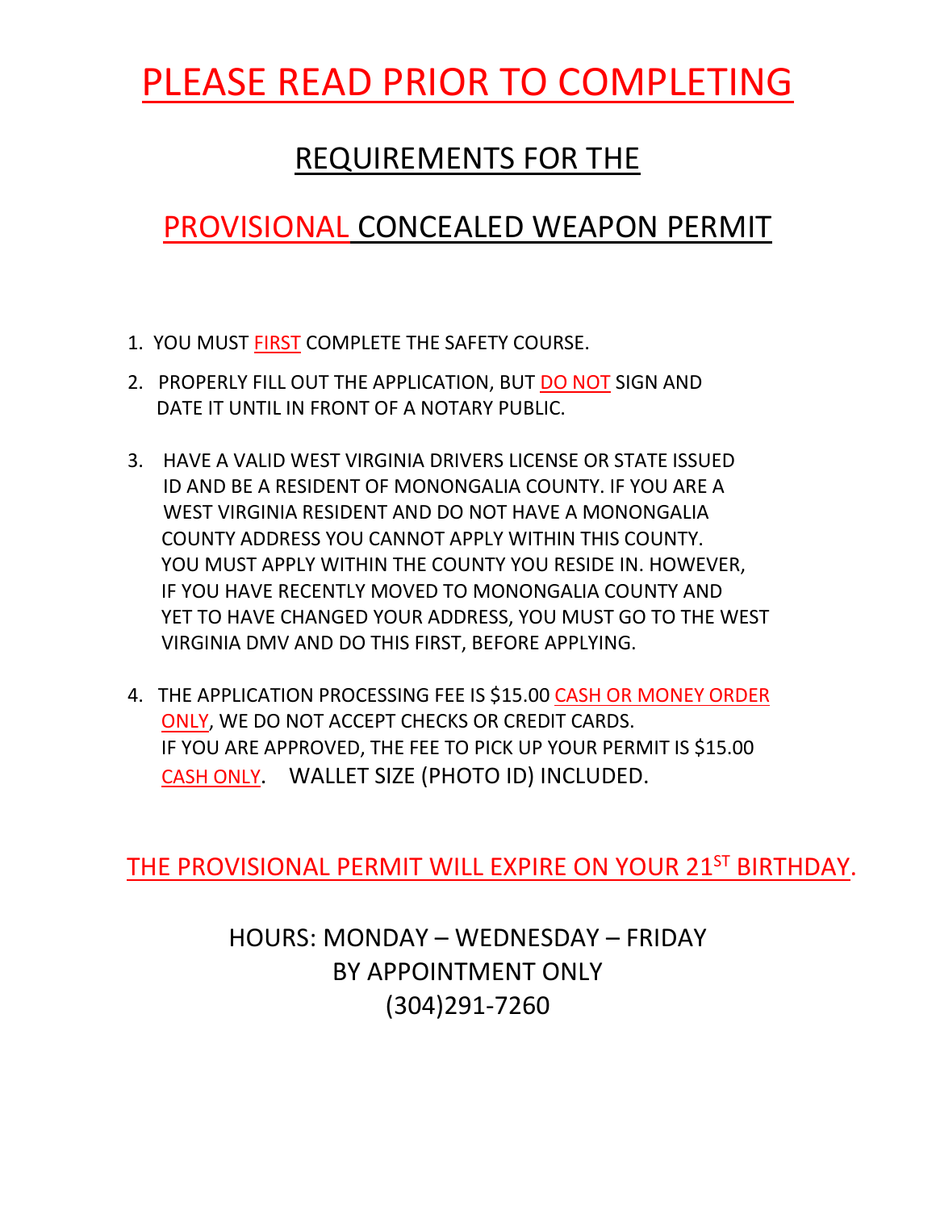# PLEASE READ PRIOR TO COMPLETING

## REQUIREMENTS FOR THE

## PROVISIONAL CONCEALED WEAPON PERMIT

1. YOU MUST FIRST COMPLETE THE SAFETY COURSE.
2. PROPERLY FILL OUT THE APPLICATION, BUT DO NOT SIGN AND DATE IT UNTIL IN FRONT OF A NOTARY PUBLIC.
3. HAVE A VALID WEST VIRGINIA DRIVERS LICENSE OR STATE ISSUED ID AND BE A RESIDENT OF MONONGALIA COUNTY. IF YOU ARE A WEST VIRGINIA RESIDENT AND DO NOT HAVE A MONONGALIA COUNTY ADDRESS YOU CANNOT APPLY WITHIN THIS COUNTY. YOU MUST APPLY WITHIN THE COUNTY YOU RESIDE IN. HOWEVER, IF YOU HAVE RECENTLY MOVED TO MONONGALIA COUNTY AND YET TO HAVE CHANGED YOUR ADDRESS, YOU MUST GO TO THE WEST VIRGINIA DMV AND DO THIS FIRST, BEFORE APPLYING.
4. THE APPLICATION PROCESSING FEE IS $15.00 CASH OR MONEY ORDER ONLY, WE DO NOT ACCEPT CHECKS OR CREDIT CARDS. IF YOU ARE APPROVED, THE FEE TO PICK UP YOUR PERMIT IS $15.00 CASH ONLY. WALLET SIZE (PHOTO ID) INCLUDED.

THE PROVISIONAL PERMIT WILL EXPIRE ON YOUR 21ST BIRTHDAY.

HOURS: MONDAY – WEDNESDAY – FRIDAY
BY APPOINTMENT ONLY
(304)291-7260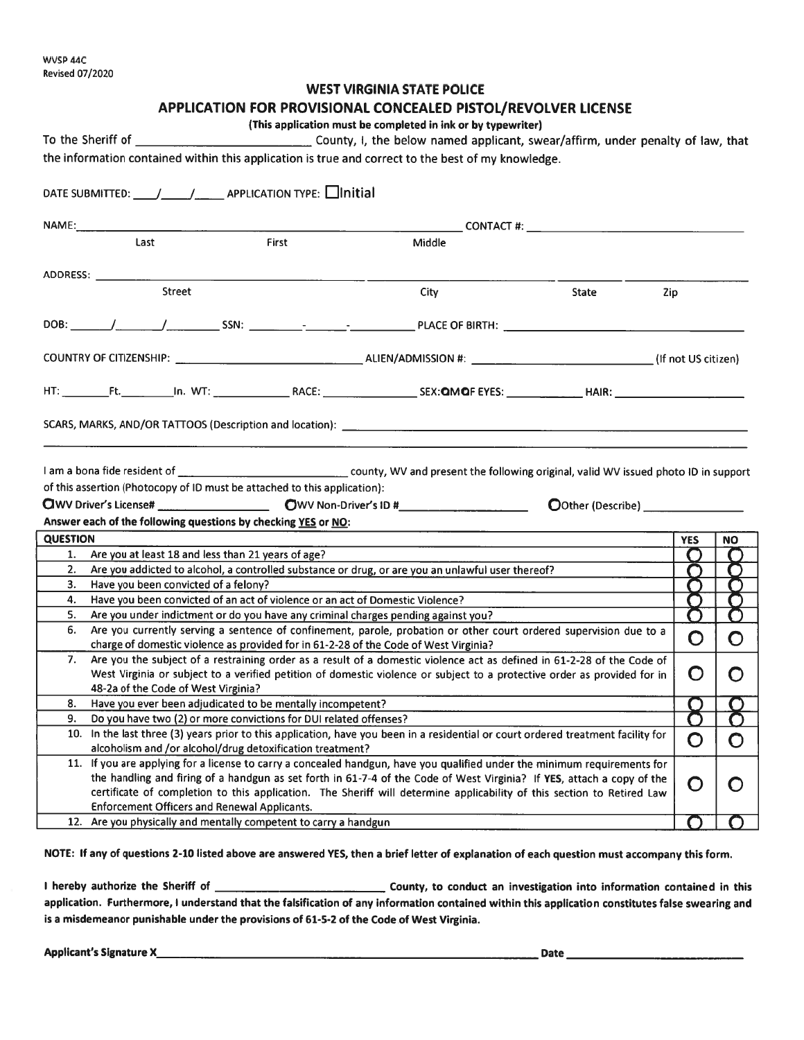WVSP 44C
Revised 07/2020

## WEST VIRGINIA STATE POLICE

## APPLICATION FOR PROVISIONAL CONCEALED PISTOL/REVOLVER LICENSE

**(This application must be completed in ink or by typewriter)**

To the Sheriff of ___________________________ County, I, the below named applicant, swear/affirm, under penalty of law, that the information contained within this application is true and correct to the best of my knowledge.

DATE SUBMITTED: ___/___/_____ APPLICATION TYPE: ☐ Initial

NAME: ______________________________________________ CONTACT #: ____________________
Last First Middle

ADDRESS: ____________________________________________________________________
Street City State Zip

DOB: _____/_____/_______ SSN: _______-______-_________ PLACE OF BIRTH: ____________________

COUNTRY OF CITIZENSHIP: ________________________ ALIEN/ADMISSION #: ________________________ (If not US citizen)

HT: _______Ft._______In. WT: __________ RACE: ____________ SEX: ◯M ◯F EYES: __________ HAIR: ______________

SCARS, MARKS, AND/OR TATTOOS (Description and location): ________________________________________________

I am a bona fide resident of ___________________________ county, WV and present the following original, valid WV issued photo ID in support of this assertion (Photocopy of ID must be attached to this application):

◯ WV Driver's License# ________________ ◯ WV Non-Driver's ID #__________________ ◯ Other (Describe) ______________

**Answer each of the following questions by checking YES or NO:**

| QUESTION | YES | NO |
|---|---|---|
| 1. Are you at least 18 and less than 21 years of age? | ◯ | ◯ |
| 2. Are you addicted to alcohol, a controlled substance or drug, or are you an unlawful user thereof? | ◯ | ◯ |
| 3. Have you been convicted of a felony? | ◯ | ◯ |
| 4. Have you been convicted of an act of violence or an act of Domestic Violence? | ◯ | ◯ |
| 5. Are you under indictment or do you have any criminal charges pending against you? | ◯ | ◯ |
| 6. Are you currently serving a sentence of confinement, parole, probation or other court ordered supervision due to a charge of domestic violence as provided for in 61-2-28 of the Code of West Virginia? | ◯ | ◯ |
| 7. Are you the subject of a restraining order as a result of a domestic violence act as defined in 61-2-28 of the Code of West Virginia or subject to a verified petition of domestic violence or subject to a protective order as provided for in 48-2a of the Code of West Virginia? | ◯ | ◯ |
| 8. Have you ever been adjudicated to be mentally incompetent? | ◯ | ◯ |
| 9. Do you have two (2) or more convictions for DUI related offenses? | ◯ | ◯ |
| 10. In the last three (3) years prior to this application, have you been in a residential or court ordered treatment facility for alcoholism and /or alcohol/drug detoxification treatment? | ◯ | ◯ |
| 11. If you are applying for a license to carry a concealed handgun, have you qualified under the minimum requirements for the handling and firing of a handgun as set forth in 61-7-4 of the Code of West Virginia? If **YES**, attach a copy of the certificate of completion to this application. The Sheriff will determine applicability of this section to Retired Law Enforcement Officers and Renewal Applicants. | ◯ | ◯ |
| 12. Are you physically and mentally competent to carry a handgun | ◯ | ◯ |

**NOTE: If any of questions 2-10 listed above are answered YES, then a brief letter of explanation of each question must accompany this form.**

**I hereby authorize the Sheriff of ___________________________ County, to conduct an investigation into information contained in this application. Furthermore, I understand that the falsification of any information contained within this application constitutes false swearing and is a misdemeanor punishable under the provisions of 61-5-2 of the Code of West Virginia.**

**Applicant's Signature X**______________________________________________ **Date** ____________________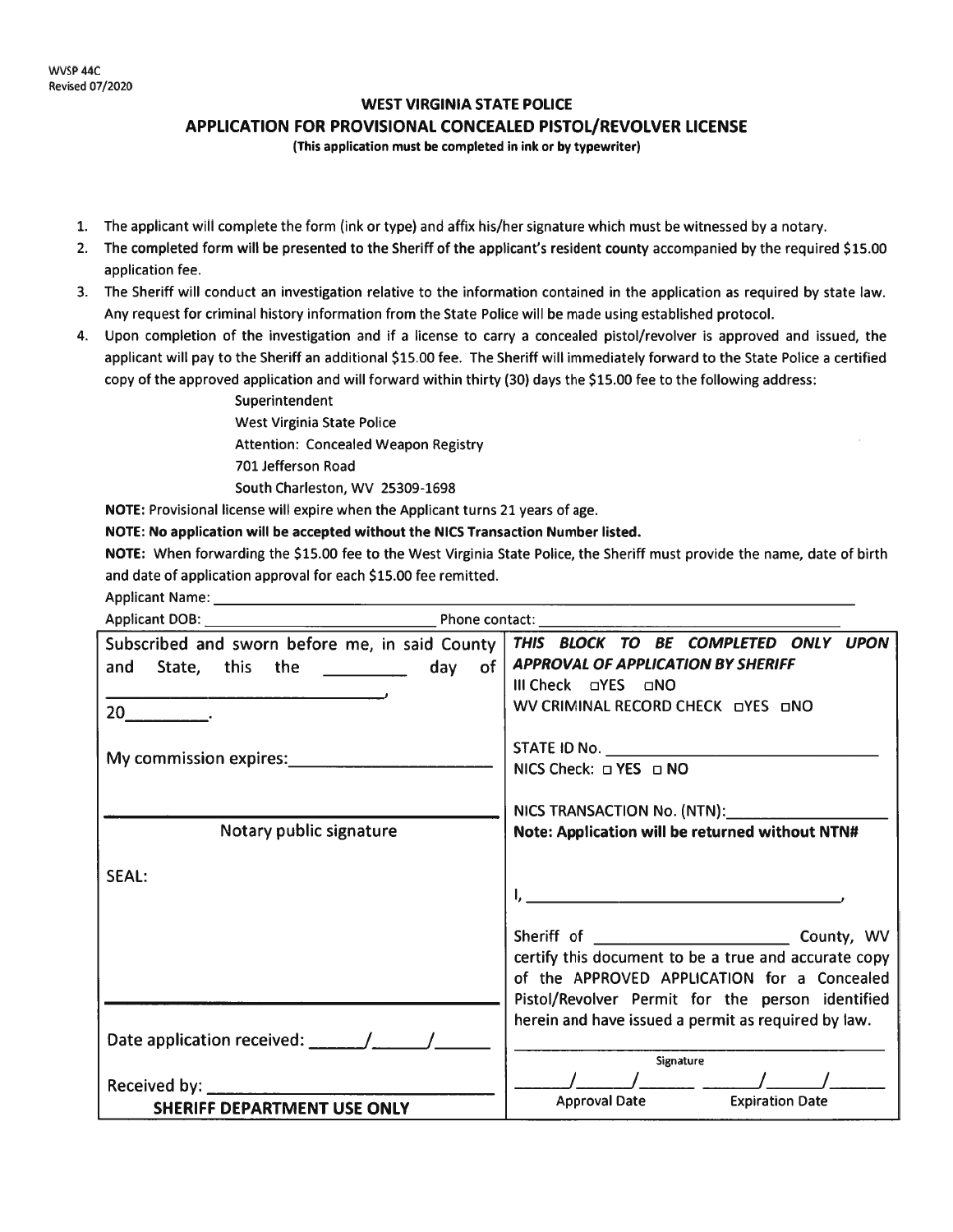WVSP 44C
Revised 07/2020

## WEST VIRGINIA STATE POLICE

## APPLICATION FOR PROVISIONAL CONCEALED PISTOL/REVOLVER LICENSE

**(This application must be completed in ink or by typewriter)**

1. The applicant will complete the form (ink or type) and affix his/her signature which must be witnessed by a notary.
2. **The completed form will be presented to the Sheriff of the applicant's resident county** accompanied by the required $15.00 application fee.
3. The Sheriff will conduct an investigation relative to the information contained in the application as required by state law. Any request for criminal history information from the State Police will be made using established protocol.
4. Upon completion of the investigation and if a license to carry a concealed pistol/revolver is approved and issued, the applicant will pay to the Sheriff an additional $15.00 fee. The Sheriff will immediately forward to the State Police a certified copy of the approved application and will forward within thirty (30) days the $15.00 fee to the following address:

   Superintendent
   West Virginia State Police
   Attention: Concealed Weapon Registry
   701 Jefferson Road
   South Charleston, WV 25309-1698

**NOTE:** Provisional license will expire when the Applicant turns 21 years of age.

**NOTE: No application will be accepted without the NICS Transaction Number listed.**

**NOTE:** When forwarding the $15.00 fee to the West Virginia State Police, the Sheriff must provide the name, date of birth and date of application approval for each $15.00 fee remitted.

Applicant Name: ______________________________

Applicant DOB: ______________________ Phone contact: ______________________

| | |
|---|---|
| Subscribed and sworn before me, in said County and State, this the ________ day of ____________________, 20________. | ***THIS BLOCK TO BE COMPLETED ONLY UPON APPROVAL OF APPLICATION BY SHERIFF*** <br> III Check ☐YES ☐NO <br> WV CRIMINAL RECORD CHECK ☐YES ☐NO |
| My commission expires: ____________________ | STATE ID No. ____________________ <br> NICS Check: ☐ YES ☐ NO |
| ____________________ <br> Notary public signature | NICS TRANSACTION No. (NTN): ____________ <br> **Note: Application will be returned without NTN#** |
| SEAL: | I, ______________________________, |
| ____________________ | Sheriff of ____________________ County, WV certify this document to be a true and accurate copy of the APPROVED APPLICATION for a Concealed Pistol/Revolver Permit for the person identified herein and have issued a permit as required by law. |
| Date application received: _____/_____/_____ | ____________________ <br> Signature |
| Received by: ____________________ <br> **SHERIFF DEPARTMENT USE ONLY** | _____/_____/_____ _____/_____/_____ <br> Approval Date Expiration Date |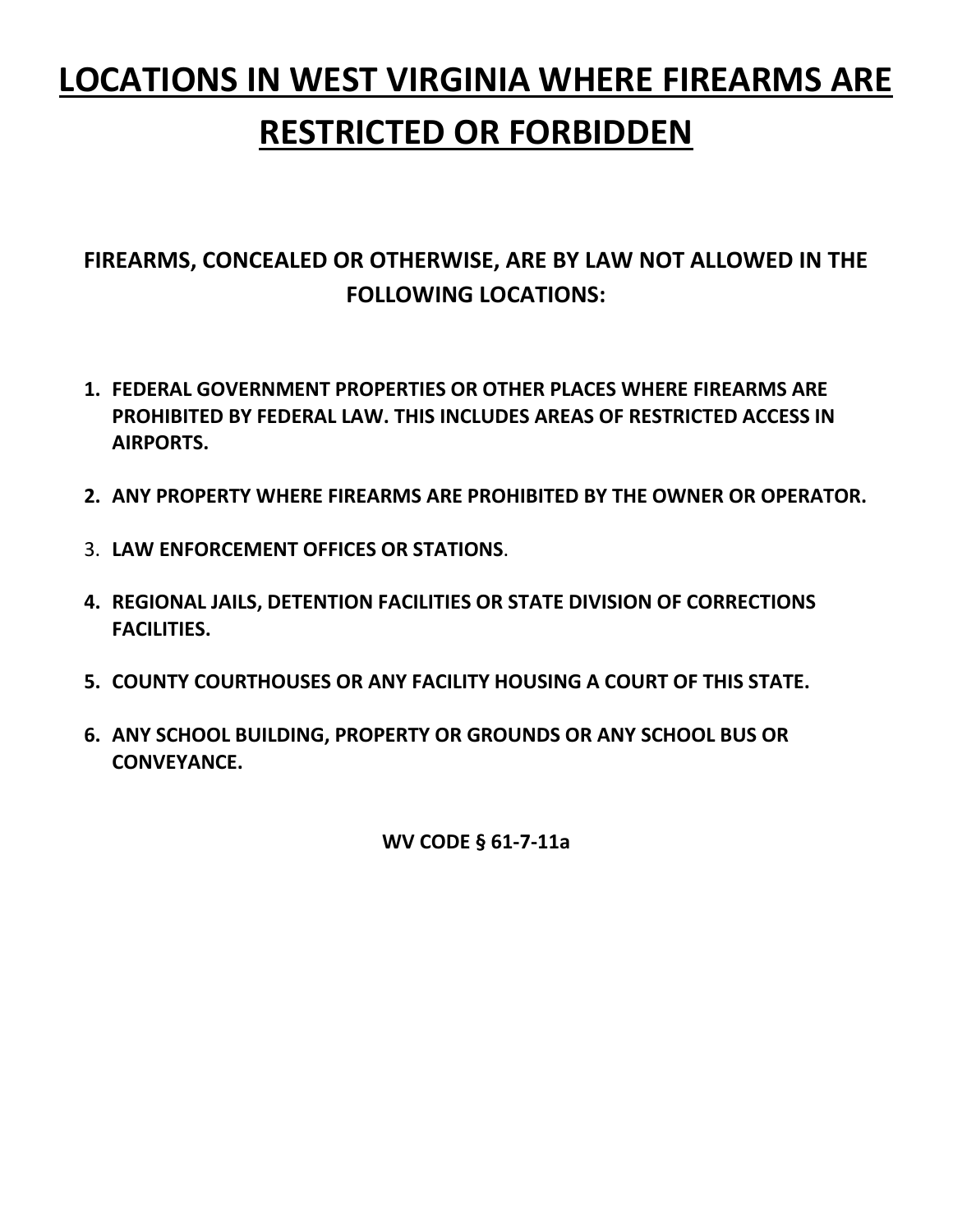# <u>LOCATIONS IN WEST VIRGINIA WHERE FIREARMS ARE RESTRICTED OR FORBIDDEN</u>

**FIREARMS, CONCEALED OR OTHERWISE, ARE BY LAW NOT ALLOWED IN THE FOLLOWING LOCATIONS:**

1. **FEDERAL GOVERNMENT PROPERTIES OR OTHER PLACES WHERE FIREARMS ARE PROHIBITED BY FEDERAL LAW. THIS INCLUDES AREAS OF RESTRICTED ACCESS IN AIRPORTS.**
2. **ANY PROPERTY WHERE FIREARMS ARE PROHIBITED BY THE OWNER OR OPERATOR.**
3. **LAW ENFORCEMENT OFFICES OR STATIONS**.
4. **REGIONAL JAILS, DETENTION FACILITIES OR STATE DIVISION OF CORRECTIONS FACILITIES.**
5. **COUNTY COURTHOUSES OR ANY FACILITY HOUSING A COURT OF THIS STATE.**
6. **ANY SCHOOL BUILDING, PROPERTY OR GROUNDS OR ANY SCHOOL BUS OR CONVEYANCE.**

**WV CODE § 61-7-11a**